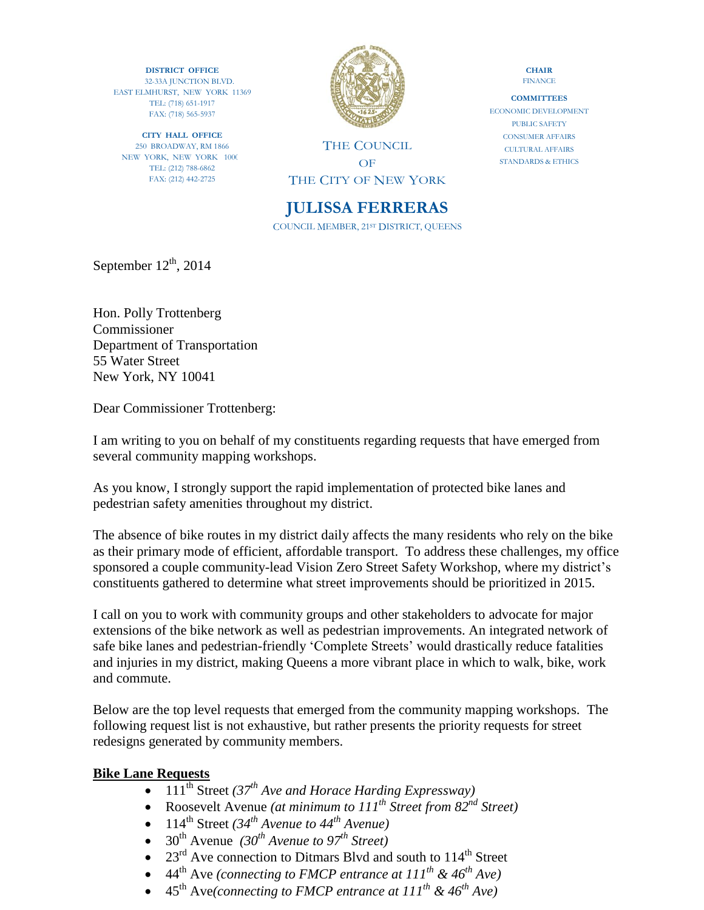**DISTRICT OFFICE**
32-33A JUNCTION BLVD.
EAST ELMHURST, NEW YORK 11369
TEL: (718) 651-1917
FAX: (718) 565-5937

**CITY HALL OFFICE**
250 BROADWAY, RM 1866
NEW YORK, NEW YORK 1000
TEL: (212) 788-6862
FAX: (212) 442-2725

THE COUNCIL
OF
THE CITY OF NEW YORK

# JULISSA FERRERAS

COUNCIL MEMBER, 21ST DISTRICT, QUEENS

**CHAIR**
FINANCE

**COMMITTEES**
ECONOMIC DEVELOPMENT
PUBLIC SAFETY
CONSUMER AFFAIRS
CULTURAL AFFAIRS
STANDARDS & ETHICS

September 12th, 2014

Hon. Polly Trottenberg
Commissioner
Department of Transportation
55 Water Street
New York, NY 10041

Dear Commissioner Trottenberg:

I am writing to you on behalf of my constituents regarding requests that have emerged from several community mapping workshops.

As you know, I strongly support the rapid implementation of protected bike lanes and pedestrian safety amenities throughout my district.

The absence of bike routes in my district daily affects the many residents who rely on the bike as their primary mode of efficient, affordable transport. To address these challenges, my office sponsored a couple community-lead Vision Zero Street Safety Workshop, where my district's constituents gathered to determine what street improvements should be prioritized in 2015.

I call on you to work with community groups and other stakeholders to advocate for major extensions of the bike network as well as pedestrian improvements. An integrated network of safe bike lanes and pedestrian-friendly 'Complete Streets' would drastically reduce fatalities and injuries in my district, making Queens a more vibrant place in which to walk, bike, work and commute.

Below are the top level requests that emerged from the community mapping workshops. The following request list is not exhaustive, but rather presents the priority requests for street redesigns generated by community members.

**Bike Lane Requests**

- 111th Street *(37th Ave and Horace Harding Expressway)*
- Roosevelt Avenue *(at minimum to 111th Street from 82nd Street)*
- 114th Street *(34th Avenue to 44th Avenue)*
- 30th Avenue *(30th Avenue to 97th Street)*
- 23rd Ave connection to Ditmars Blvd and south to 114th Street
- 44th Ave *(connecting to FMCP entrance at 111th & 46th Ave)*
- 45th Ave *(connecting to FMCP entrance at 111th & 46th Ave)*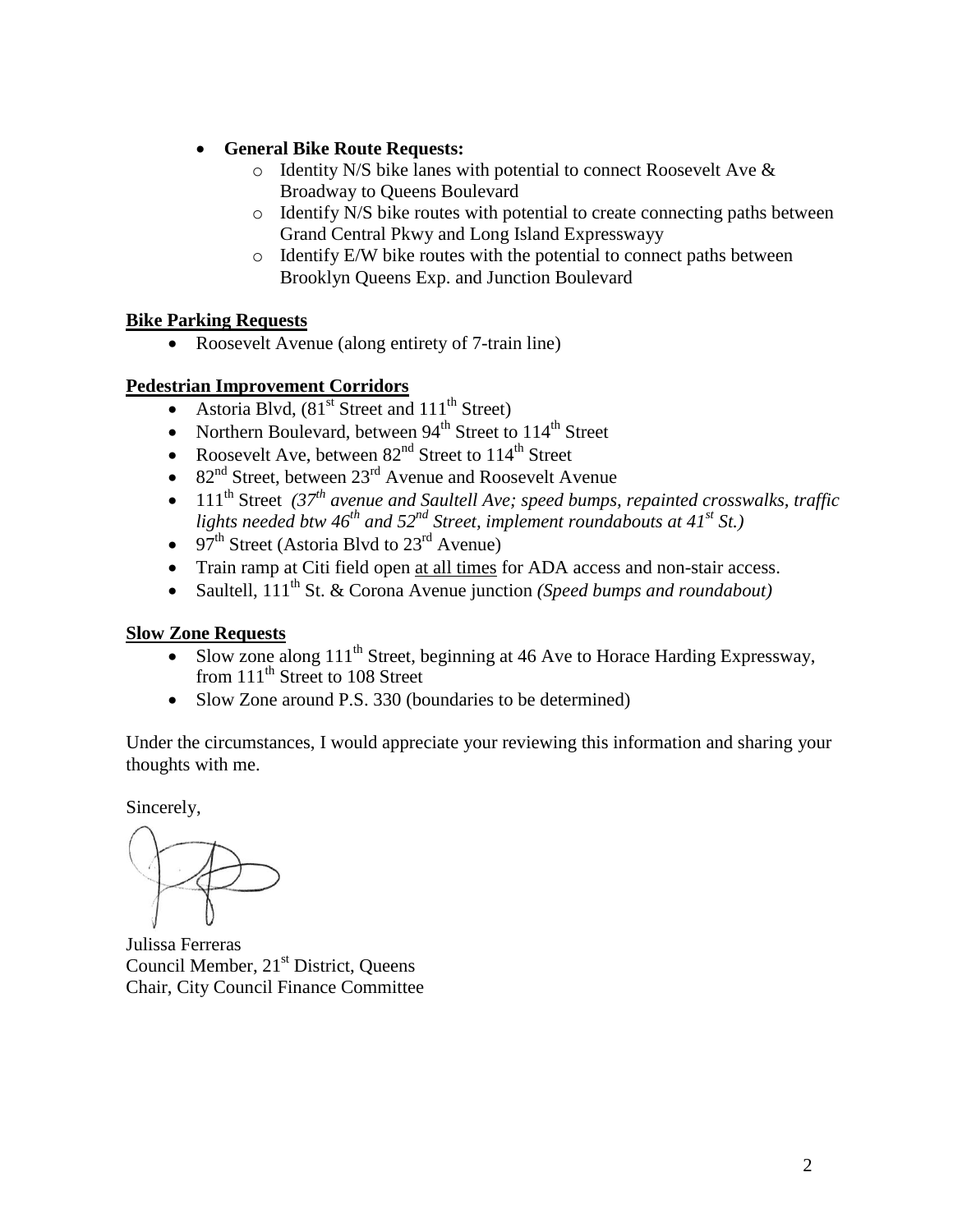- **General Bike Route Requests:**
  - Identity N/S bike lanes with potential to connect Roosevelt Ave & Broadway to Queens Boulevard
  - Identify N/S bike routes with potential to create connecting paths between Grand Central Pkwy and Long Island Expresswayy
  - Identify E/W bike routes with the potential to connect paths between Brooklyn Queens Exp. and Junction Boulevard

**Bike Parking Requests**

- Roosevelt Avenue (along entirety of 7-train line)

**Pedestrian Improvement Corridors**

- Astoria Blvd, (81st Street and 111th Street)
- Northern Boulevard, between 94th Street to 114th Street
- Roosevelt Ave, between 82nd Street to 114th Street
- 82nd Street, between 23rd Avenue and Roosevelt Avenue
- 111th Street *(37th avenue and Saultell Ave; speed bumps, repainted crosswalks, traffic lights needed btw 46th and 52nd Street, implement roundabouts at 41st St.)*
- 97th Street (Astoria Blvd to 23rd Avenue)
- Train ramp at Citi field open at all times for ADA access and non-stair access.
- Saultell, 111th St. & Corona Avenue junction *(Speed bumps and roundabout)*

**Slow Zone Requests**

- Slow zone along 111th Street, beginning at 46 Ave to Horace Harding Expressway, from 111th Street to 108 Street
- Slow Zone around P.S. 330 (boundaries to be determined)

Under the circumstances, I would appreciate your reviewing this information and sharing your thoughts with me.

Sincerely,

Julissa Ferreras
Council Member, 21st District, Queens
Chair, City Council Finance Committee